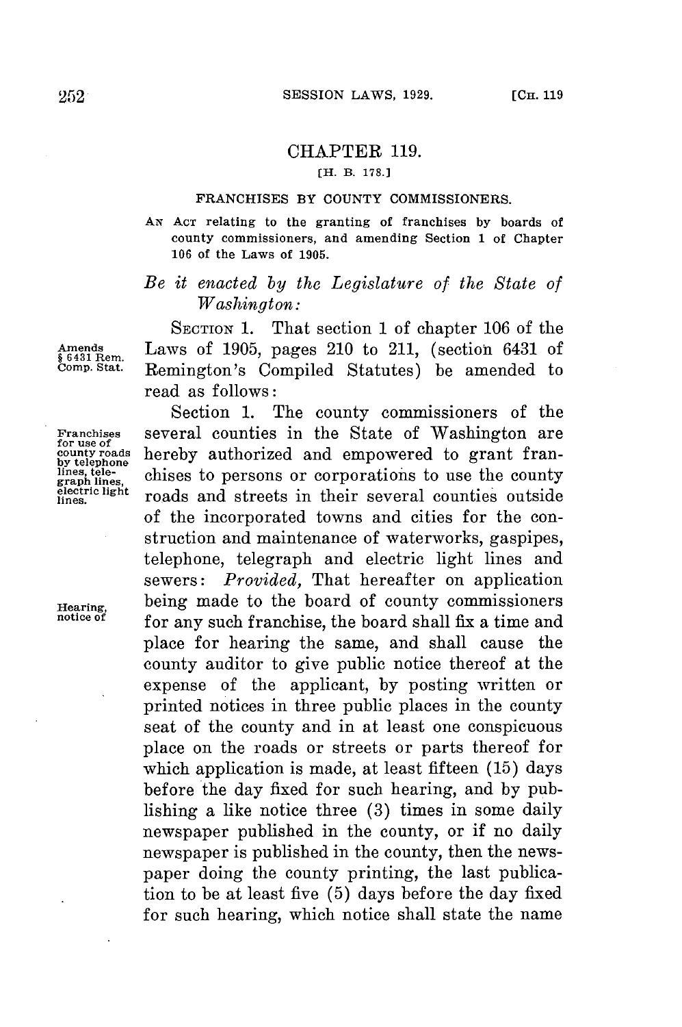# CHAPTER 119.

[H. B. 178.]

## FRANCHISES BY COUNTY COMMISSIONERS.

AN ACT relating to the granting of franchises by boards of county commissioners, and amending Section 1 of Chapter 106 of the Laws of 1905.

*Be it enacted by the Legislature of the State of Washington:*

SECTION 1. That section 1 of chapter 106 of the Laws of 1905, pages 210 to 211, (section 6431 of Remington's Compiled Statutes) be amended to read as follows:

Amends § 6431 Rem. Comp. Stat.

Section 1. The county commissioners of the several counties in the State of Washington are hereby authorized and empowered to grant franchises to persons or corporations to use the county roads and streets in their several counties outside of the incorporated towns and cities for the construction and maintenance of waterworks, gaspipes, telephone, telegraph and electric light lines and sewers: *Provided,* That hereafter on application being made to the board of county commissioners for any such franchise, the board shall fix a time and place for hearing the same, and shall cause the county auditor to give public notice thereof at the expense of the applicant, by posting written or printed notices in three public places in the county seat of the county and in at least one conspicuous place on the roads or streets or parts thereof for which application is made, at least fifteen (15) days before the day fixed for such hearing, and by publishing a like notice three (3) times in some daily newspaper published in the county, or if no daily newspaper is published in the county, then the newspaper doing the county printing, the last publication to be at least five (5) days before the day fixed for such hearing, which notice shall state the name

Franchises for use of county roads by telephone lines, telegraph lines, electric light lines.

Hearing, notice of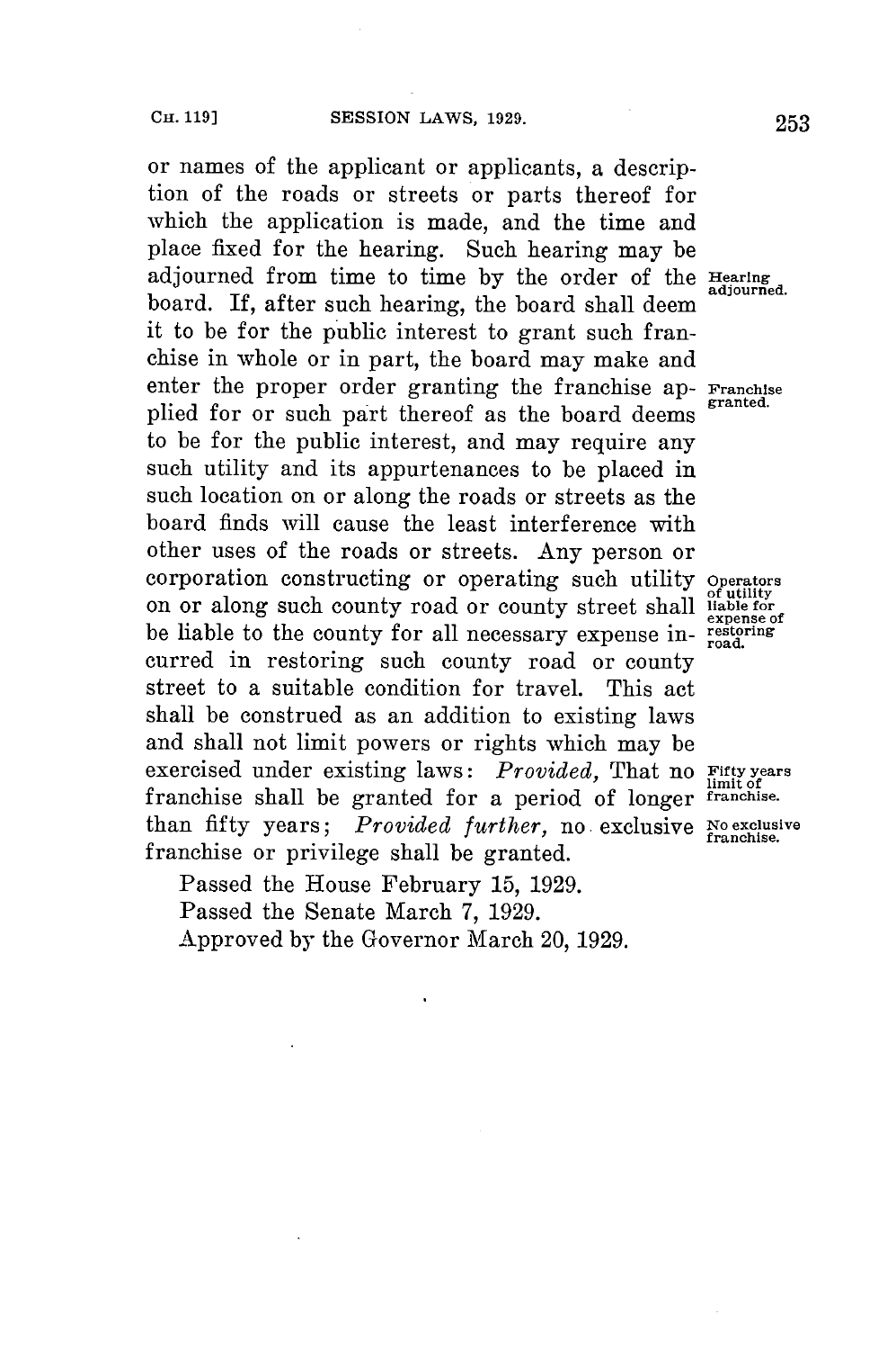or names of the applicant or applicants, a description of the roads or streets or parts thereof for which the application is made, and the time and place fixed for the hearing. Such hearing may be adjourned from time to time by the order of the board. If, after such hearing, the board shall deem it to be for the public interest to grant such franchise in whole or in part, the board may make and enter the proper order granting the franchise applied for or such part thereof as the board deems to be for the public interest, and may require any such utility and its appurtenances to be placed in such location on or along the roads or streets as the board finds will cause the least interference with other uses of the roads or streets. Any person or corporation constructing or operating such utility on or along such county road or county street shall be liable to the county for all necessary expense incurred in restoring such county road or county street to a suitable condition for travel. This act shall be construed as an addition to existing laws and shall not limit powers or rights which may be exercised under existing laws: *Provided,* That no franchise shall be granted for a period of longer than fifty years; *Provided further,* no exclusive franchise or privilege shall be granted.

Hearing adjourned.

Franchise granted.

Operators of utility liable for expense of restoring road.

Fifty years limit of franchise.

No exclusive franchise.

Passed the House February 15, 1929.

Passed the Senate March 7, 1929.

Approved by the Governor March 20, 1929.